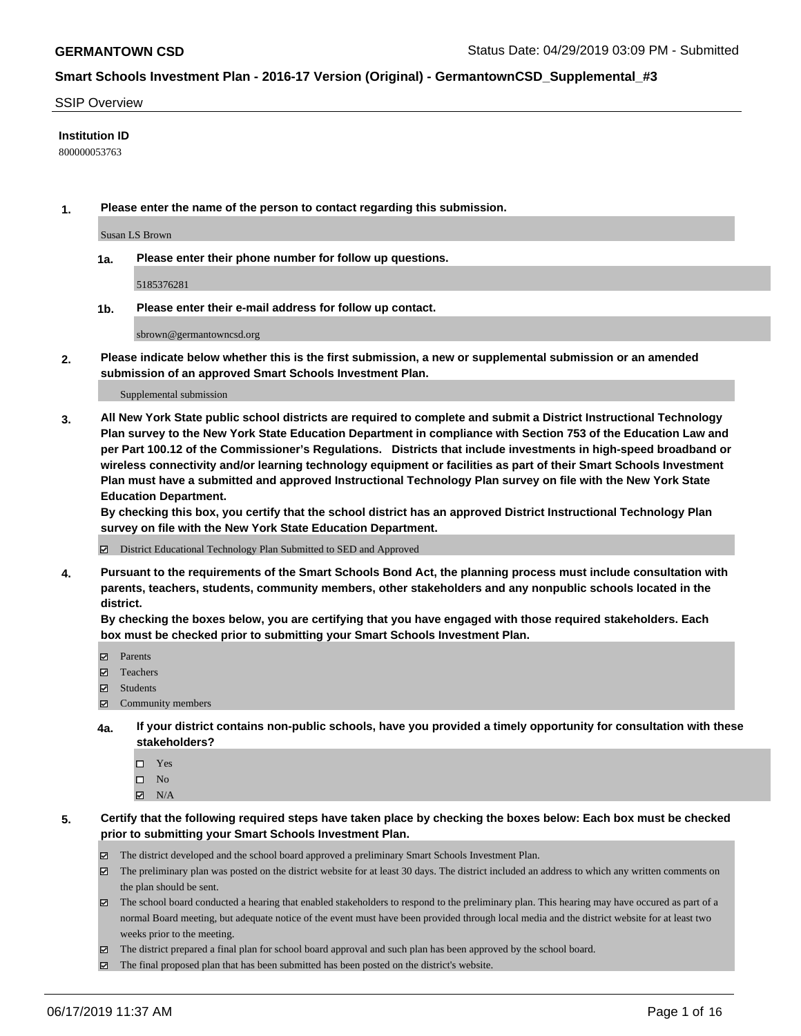**GERMANTOWN CSD** Status Date: 04/29/2019 03:09 PM - Submitted

**Smart Schools Investment Plan - 2016-17 Version (Original) - GermantownCSD_Supplemental_#3**

SSIP Overview

**Institution ID**

800000053763

**1. Please enter the name of the person to contact regarding this submission.**

Susan LS Brown

**1a. Please enter their phone number for follow up questions.**

5185376281

**1b. Please enter their e-mail address for follow up contact.**

sbrown@germantowncsd.org

**2. Please indicate below whether this is the first submission, a new or supplemental submission or an amended submission of an approved Smart Schools Investment Plan.**

Supplemental submission

**3. All New York State public school districts are required to complete and submit a District Instructional Technology Plan survey to the New York State Education Department in compliance with Section 753 of the Education Law and per Part 100.12 of the Commissioner's Regulations. Districts that include investments in high-speed broadband or wireless connectivity and/or learning technology equipment or facilities as part of their Smart Schools Investment Plan must have a submitted and approved Instructional Technology Plan survey on file with the New York State Education Department.**
**By checking this box, you certify that the school district has an approved District Instructional Technology Plan survey on file with the New York State Education Department.**

- [x] District Educational Technology Plan Submitted to SED and Approved

**4. Pursuant to the requirements of the Smart Schools Bond Act, the planning process must include consultation with parents, teachers, students, community members, other stakeholders and any nonpublic schools located in the district.**
**By checking the boxes below, you are certifying that you have engaged with those required stakeholders. Each box must be checked prior to submitting your Smart Schools Investment Plan.**

- [x] Parents
- [x] Teachers
- [x] Students
- [x] Community members

**4a. If your district contains non-public schools, have you provided a timely opportunity for consultation with these stakeholders?**

- [ ] Yes
- [ ] No
- [x] N/A

**5. Certify that the following required steps have taken place by checking the boxes below: Each box must be checked prior to submitting your Smart Schools Investment Plan.**

- [x] The district developed and the school board approved a preliminary Smart Schools Investment Plan.
- [x] The preliminary plan was posted on the district website for at least 30 days. The district included an address to which any written comments on the plan should be sent.
- [x] The school board conducted a hearing that enabled stakeholders to respond to the preliminary plan. This hearing may have occured as part of a normal Board meeting, but adequate notice of the event must have been provided through local media and the district website for at least two weeks prior to the meeting.
- [x] The district prepared a final plan for school board approval and such plan has been approved by the school board.
- [x] The final proposed plan that has been submitted has been posted on the district's website.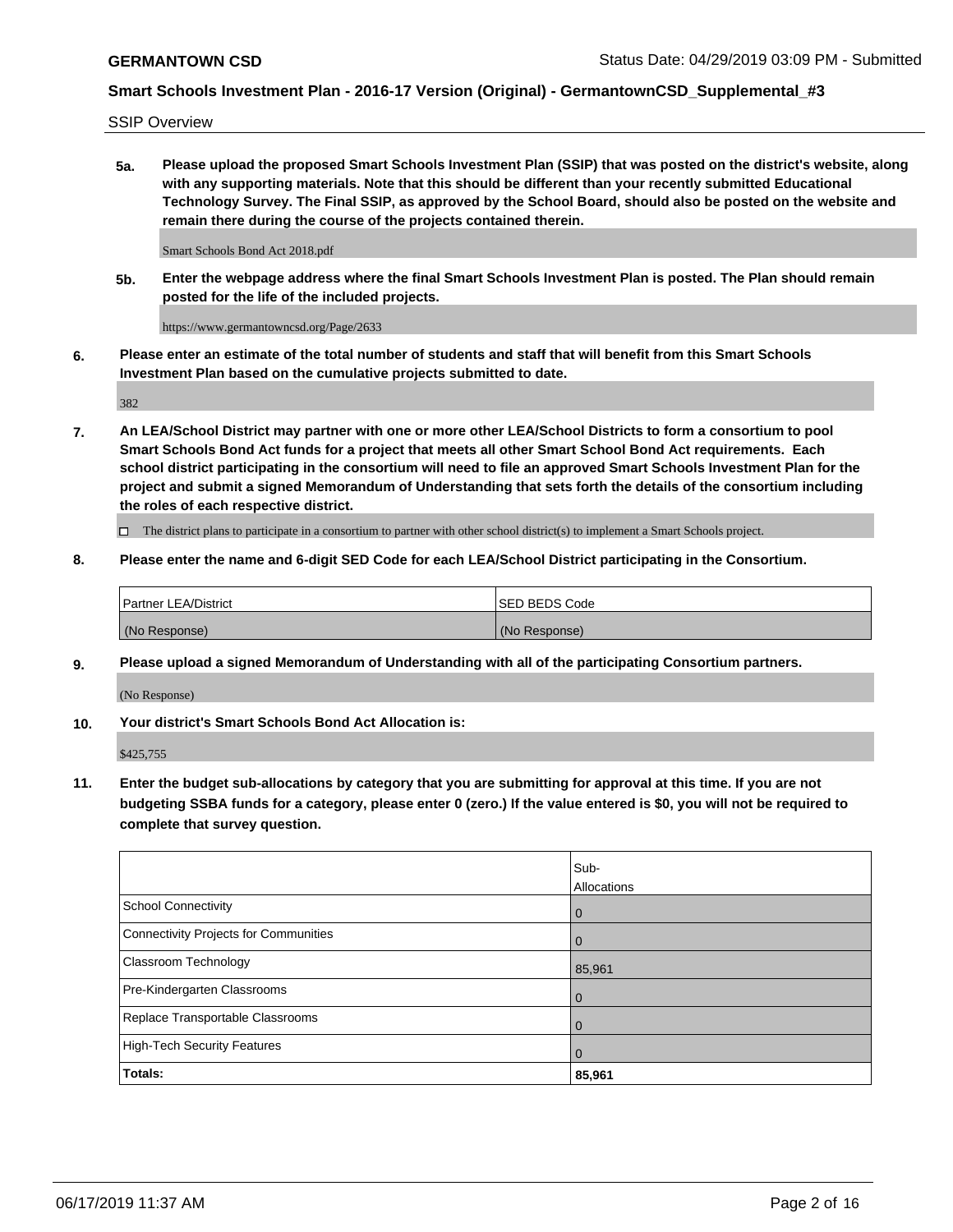SSIP Overview

**5a. Please upload the proposed Smart Schools Investment Plan (SSIP) that was posted on the district's website, along with any supporting materials. Note that this should be different than your recently submitted Educational Technology Survey. The Final SSIP, as approved by the School Board, should also be posted on the website and remain there during the course of the projects contained therein.**

Smart Schools Bond Act 2018.pdf

**5b. Enter the webpage address where the final Smart Schools Investment Plan is posted. The Plan should remain posted for the life of the included projects.**

https://www.germantowncsd.org/Page/2633

**6. Please enter an estimate of the total number of students and staff that will benefit from this Smart Schools Investment Plan based on the cumulative projects submitted to date.**

382

**7. An LEA/School District may partner with one or more other LEA/School Districts to form a consortium to pool Smart Schools Bond Act funds for a project that meets all other Smart School Bond Act requirements. Each school district participating in the consortium will need to file an approved Smart Schools Investment Plan for the project and submit a signed Memorandum of Understanding that sets forth the details of the consortium including the roles of each respective district.**

☐ The district plans to participate in a consortium to partner with other school district(s) to implement a Smart Schools project.

**8. Please enter the name and 6-digit SED Code for each LEA/School District participating in the Consortium.**

| Partner LEA/District | SED BEDS Code |
|---|---|
| (No Response) | (No Response) |

**9. Please upload a signed Memorandum of Understanding with all of the participating Consortium partners.**

(No Response)

**10. Your district's Smart Schools Bond Act Allocation is:**

$425,755

**11. Enter the budget sub-allocations by category that you are submitting for approval at this time. If you are not budgeting SSBA funds for a category, please enter 0 (zero.) If the value entered is $0, you will not be required to complete that survey question.**

| | Sub-Allocations |
|---|---|
| School Connectivity | 0 |
| Connectivity Projects for Communities | 0 |
| Classroom Technology | 85,961 |
| Pre-Kindergarten Classrooms | 0 |
| Replace Transportable Classrooms | 0 |
| High-Tech Security Features | 0 |
| **Totals:** | **85,961** |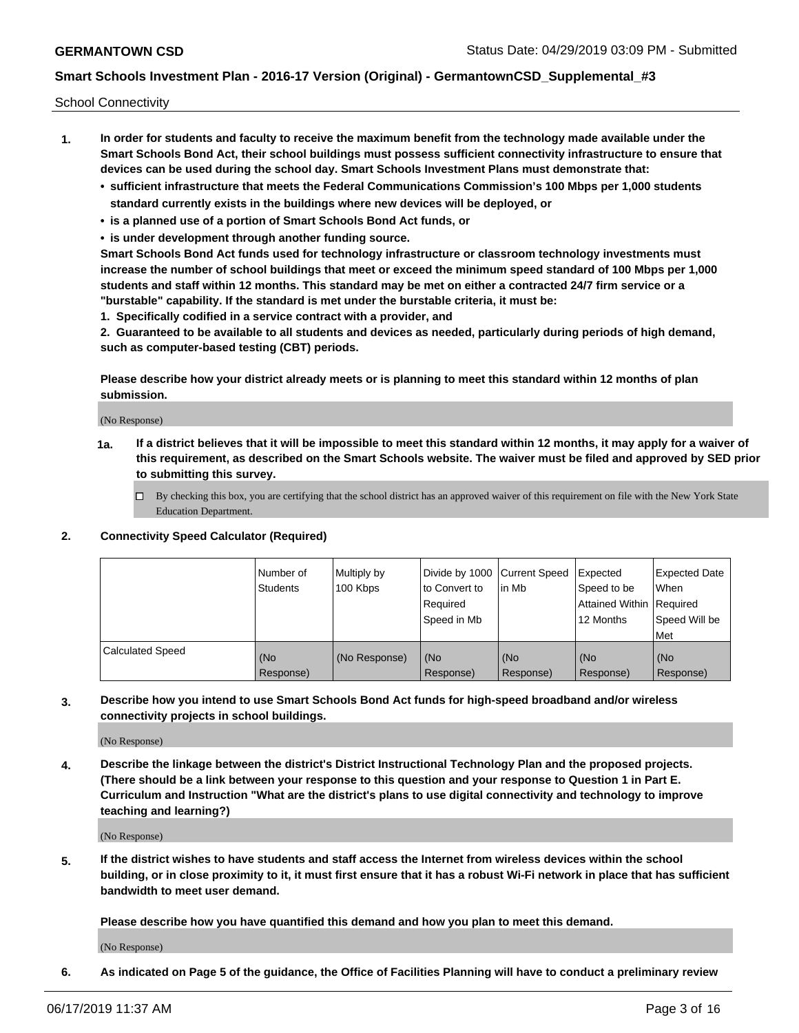School Connectivity

1. **In order for students and faculty to receive the maximum benefit from the technology made available under the Smart Schools Bond Act, their school buildings must possess sufficient connectivity infrastructure to ensure that devices can be used during the school day. Smart Schools Investment Plans must demonstrate that:**
   - **sufficient infrastructure that meets the Federal Communications Commission's 100 Mbps per 1,000 students standard currently exists in the buildings where new devices will be deployed, or**
   - **is a planned use of a portion of Smart Schools Bond Act funds, or**
   - **is under development through another funding source.**

   **Smart Schools Bond Act funds used for technology infrastructure or classroom technology investments must increase the number of school buildings that meet or exceed the minimum speed standard of 100 Mbps per 1,000 students and staff within 12 months. This standard may be met on either a contracted 24/7 firm service or a "burstable" capability. If the standard is met under the burstable criteria, it must be:**

   **1. Specifically codified in a service contract with a provider, and**

   **2. Guaranteed to be available to all students and devices as needed, particularly during periods of high demand, such as computer-based testing (CBT) periods.**

   **Please describe how your district already meets or is planning to meet this standard within 12 months of plan submission.**

   (No Response)

   **1a. If a district believes that it will be impossible to meet this standard within 12 months, it may apply for a waiver of this requirement, as described on the Smart Schools website. The waiver must be filed and approved by SED prior to submitting this survey.**

   ☐ By checking this box, you are certifying that the school district has an approved waiver of this requirement on file with the New York State Education Department.

2. **Connectivity Speed Calculator (Required)**

| | Number of Students | Multiply by 100 Kbps | Divide by 1000 to Convert to Required Speed in Mb | Current Speed in Mb | Expected Speed to be Attained Within 12 Months | Expected Date When Required Speed Will be Met |
|---|---|---|---|---|---|---|
| Calculated Speed | (No Response) | (No Response) | (No Response) | (No Response) | (No Response) | (No Response) |

3. **Describe how you intend to use Smart Schools Bond Act funds for high-speed broadband and/or wireless connectivity projects in school buildings.**

   (No Response)

4. **Describe the linkage between the district's District Instructional Technology Plan and the proposed projects. (There should be a link between your response to this question and your response to Question 1 in Part E. Curriculum and Instruction "What are the district's plans to use digital connectivity and technology to improve teaching and learning?)**

   (No Response)

5. **If the district wishes to have students and staff access the Internet from wireless devices within the school building, or in close proximity to it, it must first ensure that it has a robust Wi-Fi network in place that has sufficient bandwidth to meet user demand.**

   **Please describe how you have quantified this demand and how you plan to meet this demand.**

   (No Response)

6. **As indicated on Page 5 of the guidance, the Office of Facilities Planning will have to conduct a preliminary review**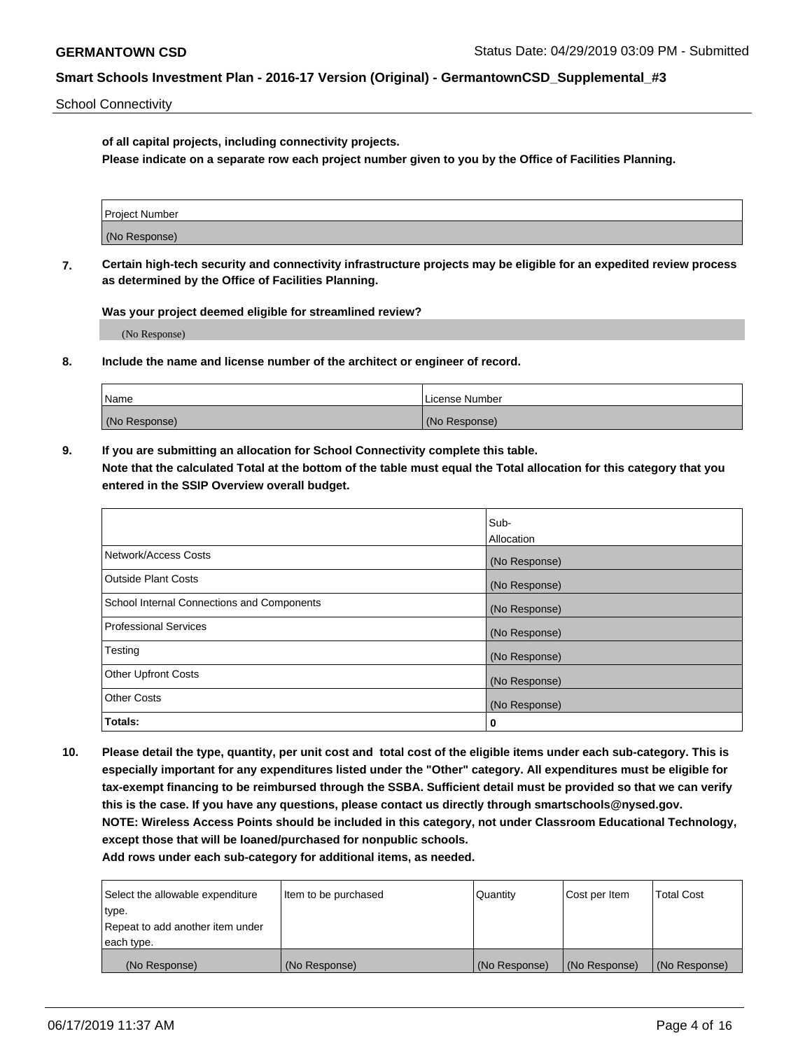School Connectivity

**of all capital projects, including connectivity projects.**
**Please indicate on a separate row each project number given to you by the Office of Facilities Planning.**

| Project Number |
| --- |
| (No Response) |

**7. Certain high-tech security and connectivity infrastructure projects may be eligible for an expedited review process as determined by the Office of Facilities Planning.**

**Was your project deemed eligible for streamlined review?**

(No Response)

**8. Include the name and license number of the architect or engineer of record.**

| Name | License Number |
| --- | --- |
| (No Response) | (No Response) |

**9. If you are submitting an allocation for School Connectivity complete this table.**
**Note that the calculated Total at the bottom of the table must equal the Total allocation for this category that you entered in the SSIP Overview overall budget.**

| | Sub-Allocation |
| --- | --- |
| Network/Access Costs | (No Response) |
| Outside Plant Costs | (No Response) |
| School Internal Connections and Components | (No Response) |
| Professional Services | (No Response) |
| Testing | (No Response) |
| Other Upfront Costs | (No Response) |
| Other Costs | (No Response) |
| **Totals:** | **0** |

**10. Please detail the type, quantity, per unit cost and total cost of the eligible items under each sub-category. This is especially important for any expenditures listed under the "Other" category. All expenditures must be eligible for tax-exempt financing to be reimbursed through the SSBA. Sufficient detail must be provided so that we can verify this is the case. If you have any questions, please contact us directly through smartschools@nysed.gov.**
**NOTE: Wireless Access Points should be included in this category, not under Classroom Educational Technology, except those that will be loaned/purchased for nonpublic schools.**
**Add rows under each sub-category for additional items, as needed.**

| Select the allowable expenditure type. Repeat to add another item under each type. | Item to be purchased | Quantity | Cost per Item | Total Cost |
| --- | --- | --- | --- | --- |
| (No Response) | (No Response) | (No Response) | (No Response) | (No Response) |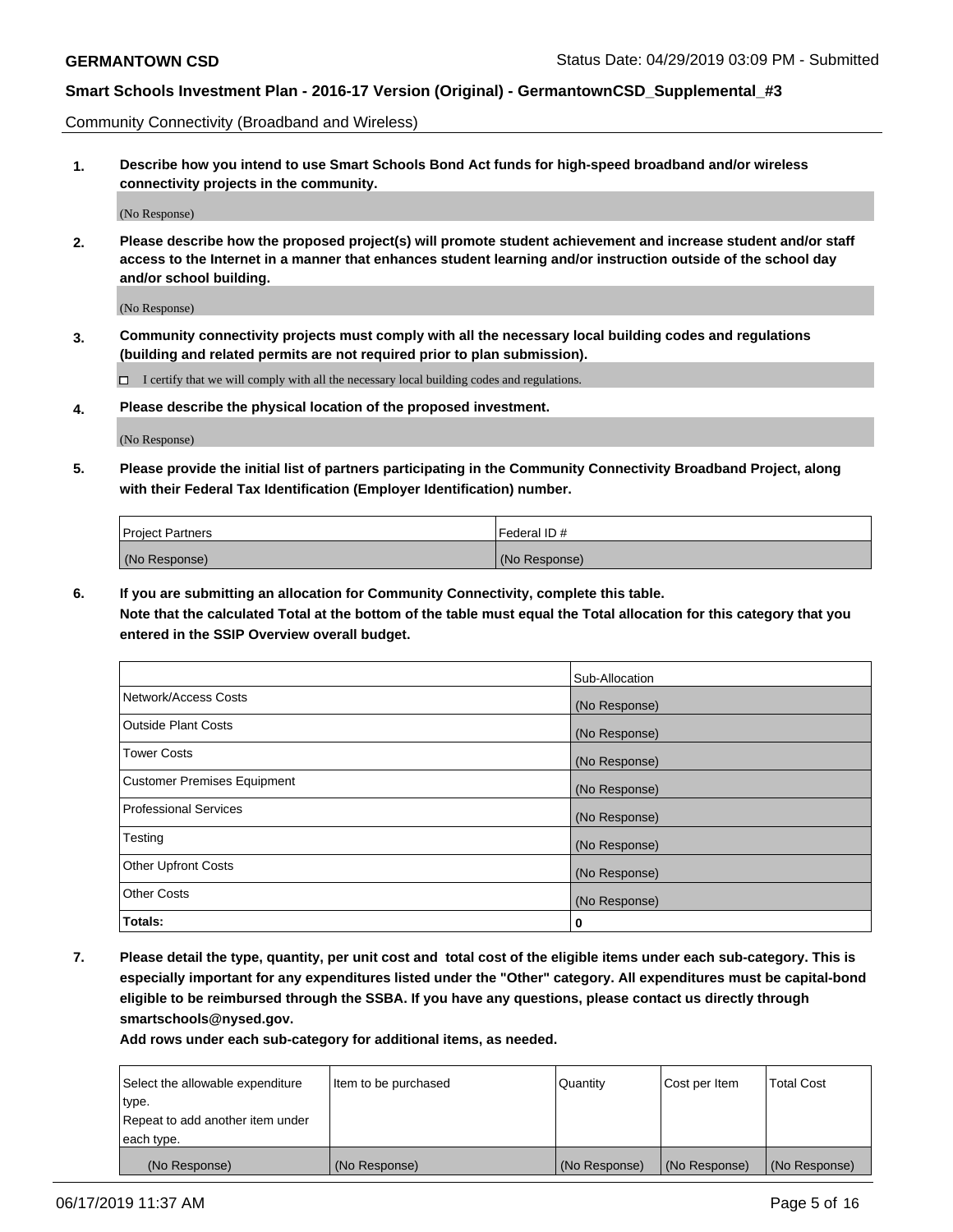Community Connectivity (Broadband and Wireless)

**1. Describe how you intend to use Smart Schools Bond Act funds for high-speed broadband and/or wireless connectivity projects in the community.**

(No Response)

**2. Please describe how the proposed project(s) will promote student achievement and increase student and/or staff access to the Internet in a manner that enhances student learning and/or instruction outside of the school day and/or school building.**

(No Response)

**3. Community connectivity projects must comply with all the necessary local building codes and regulations (building and related permits are not required prior to plan submission).**

☐ I certify that we will comply with all the necessary local building codes and regulations.

**4. Please describe the physical location of the proposed investment.**

(No Response)

**5. Please provide the initial list of partners participating in the Community Connectivity Broadband Project, along with their Federal Tax Identification (Employer Identification) number.**

| Project Partners | Federal ID # |
|---|---|
| (No Response) | (No Response) |

**6. If you are submitting an allocation for Community Connectivity, complete this table.**
**Note that the calculated Total at the bottom of the table must equal the Total allocation for this category that you entered in the SSIP Overview overall budget.**

| | Sub-Allocation |
|---|---|
| Network/Access Costs | (No Response) |
| Outside Plant Costs | (No Response) |
| Tower Costs | (No Response) |
| Customer Premises Equipment | (No Response) |
| Professional Services | (No Response) |
| Testing | (No Response) |
| Other Upfront Costs | (No Response) |
| Other Costs | (No Response) |
| **Totals:** | **0** |

**7. Please detail the type, quantity, per unit cost and total cost of the eligible items under each sub-category. This is especially important for any expenditures listed under the "Other" category. All expenditures must be capital-bond eligible to be reimbursed through the SSBA. If you have any questions, please contact us directly through smartschools@nysed.gov.**
**Add rows under each sub-category for additional items, as needed.**

| Select the allowable expenditure type. Repeat to add another item under each type. | Item to be purchased | Quantity | Cost per Item | Total Cost |
|---|---|---|---|---|
| (No Response) | (No Response) | (No Response) | (No Response) | (No Response) |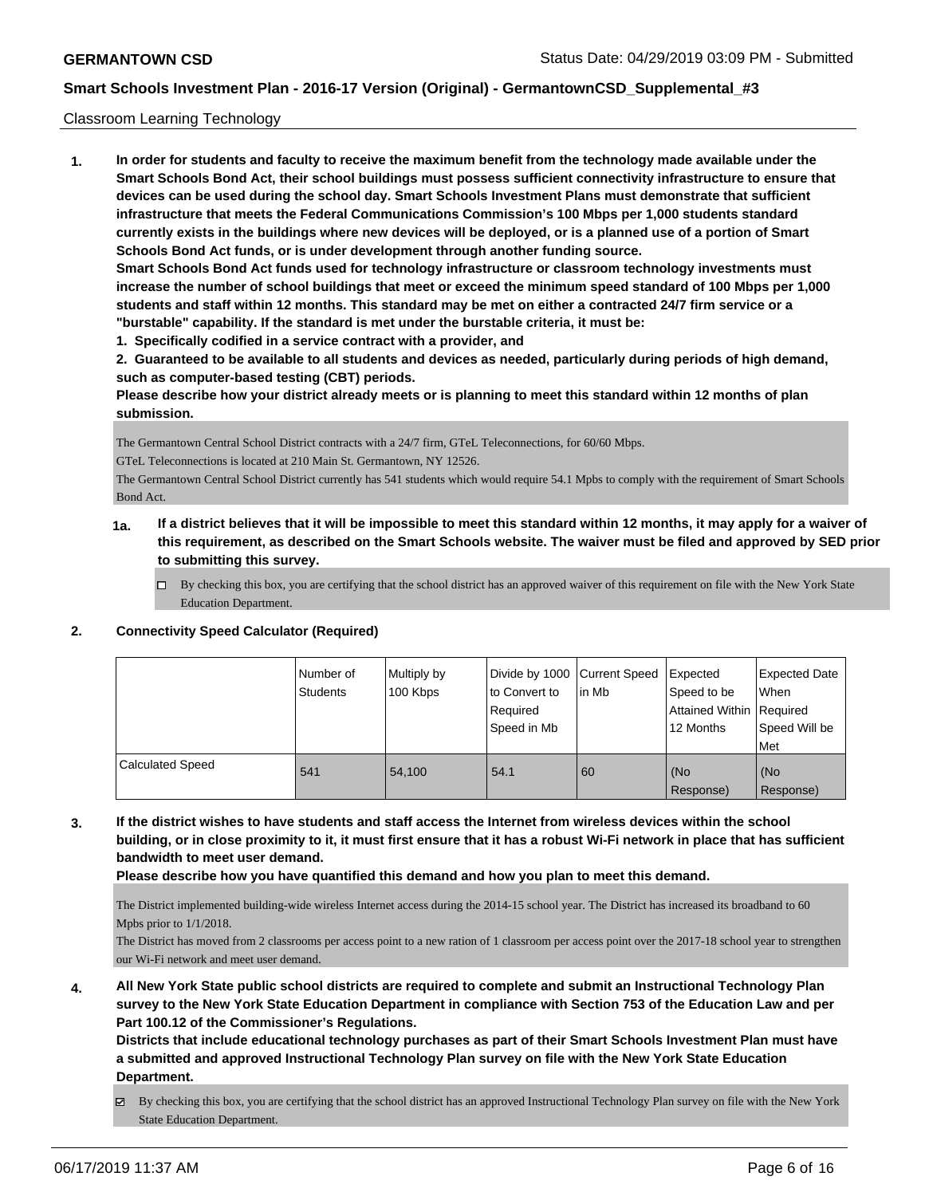Classroom Learning Technology

**1. In order for students and faculty to receive the maximum benefit from the technology made available under the Smart Schools Bond Act, their school buildings must possess sufficient connectivity infrastructure to ensure that devices can be used during the school day. Smart Schools Investment Plans must demonstrate that sufficient infrastructure that meets the Federal Communications Commission's 100 Mbps per 1,000 students standard currently exists in the buildings where new devices will be deployed, or is a planned use of a portion of Smart Schools Bond Act funds, or is under development through another funding source.**

**Smart Schools Bond Act funds used for technology infrastructure or classroom technology investments must increase the number of school buildings that meet or exceed the minimum speed standard of 100 Mbps per 1,000 students and staff within 12 months. This standard may be met on either a contracted 24/7 firm service or a "burstable" capability. If the standard is met under the burstable criteria, it must be:**

**1. Specifically codified in a service contract with a provider, and**

**2. Guaranteed to be available to all students and devices as needed, particularly during periods of high demand, such as computer-based testing (CBT) periods.**

**Please describe how your district already meets or is planning to meet this standard within 12 months of plan submission.**

The Germantown Central School District contracts with a 24/7 firm, GTeL Teleconnections, for 60/60 Mbps.

GTeL Teleconnections is located at 210 Main St. Germantown, NY 12526.

The Germantown Central School District currently has 541 students which would require 54.1 Mpbs to comply with the requirement of Smart Schools Bond Act.

**1a. If a district believes that it will be impossible to meet this standard within 12 months, it may apply for a waiver of this requirement, as described on the Smart Schools website. The waiver must be filed and approved by SED prior to submitting this survey.**

☐ By checking this box, you are certifying that the school district has an approved waiver of this requirement on file with the New York State Education Department.

**2. Connectivity Speed Calculator (Required)**

| | Number of Students | Multiply by 100 Kbps | Divide by 1000 to Convert to Required Speed in Mb | Current Speed in Mb | Expected Speed to be Attained Within 12 Months | Expected Date When Required Speed Will be Met |
|---|---|---|---|---|---|---|
| Calculated Speed | 541 | 54,100 | 54.1 | 60 | (No Response) | (No Response) |

**3. If the district wishes to have students and staff access the Internet from wireless devices within the school building, or in close proximity to it, it must first ensure that it has a robust Wi-Fi network in place that has sufficient bandwidth to meet user demand.**

**Please describe how you have quantified this demand and how you plan to meet this demand.**

The District implemented building-wide wireless Internet access during the 2014-15 school year. The District has increased its broadband to 60 Mpbs prior to 1/1/2018.

The District has moved from 2 classrooms per access point to a new ration of 1 classroom per access point over the 2017-18 school year to strengthen our Wi-Fi network and meet user demand.

**4. All New York State public school districts are required to complete and submit an Instructional Technology Plan survey to the New York State Education Department in compliance with Section 753 of the Education Law and per Part 100.12 of the Commissioner's Regulations.**

**Districts that include educational technology purchases as part of their Smart Schools Investment Plan must have a submitted and approved Instructional Technology Plan survey on file with the New York State Education Department.**

☑ By checking this box, you are certifying that the school district has an approved Instructional Technology Plan survey on file with the New York State Education Department.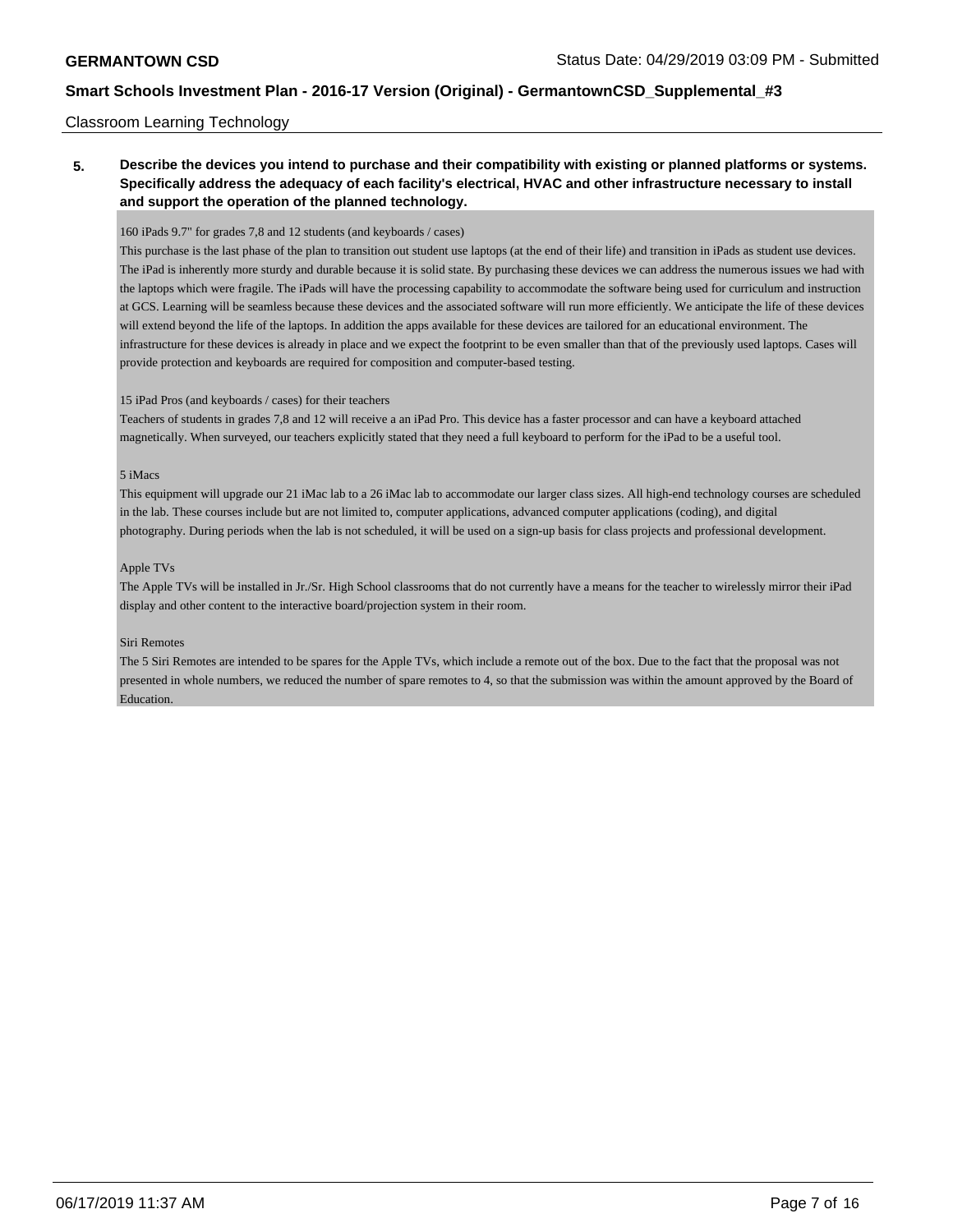Classroom Learning Technology

**5. Describe the devices you intend to purchase and their compatibility with existing or planned platforms or systems. Specifically address the adequacy of each facility's electrical, HVAC and other infrastructure necessary to install and support the operation of the planned technology.**

160 iPads 9.7" for grades 7,8 and 12 students (and keyboards / cases)

This purchase is the last phase of the plan to transition out student use laptops (at the end of their life) and transition in iPads as student use devices. The iPad is inherently more sturdy and durable because it is solid state. By purchasing these devices we can address the numerous issues we had with the laptops which were fragile. The iPads will have the processing capability to accommodate the software being used for curriculum and instruction at GCS. Learning will be seamless because these devices and the associated software will run more efficiently. We anticipate the life of these devices will extend beyond the life of the laptops. In addition the apps available for these devices are tailored for an educational environment. The infrastructure for these devices is already in place and we expect the footprint to be even smaller than that of the previously used laptops. Cases will provide protection and keyboards are required for composition and computer-based testing.

15 iPad Pros (and keyboards / cases) for their teachers

Teachers of students in grades 7,8 and 12 will receive a an iPad Pro. This device has a faster processor and can have a keyboard attached magnetically. When surveyed, our teachers explicitly stated that they need a full keyboard to perform for the iPad to be a useful tool.

5 iMacs

This equipment will upgrade our 21 iMac lab to a 26 iMac lab to accommodate our larger class sizes. All high-end technology courses are scheduled in the lab. These courses include but are not limited to, computer applications, advanced computer applications (coding), and digital photography. During periods when the lab is not scheduled, it will be used on a sign-up basis for class projects and professional development.

Apple TVs

The Apple TVs will be installed in Jr./Sr. High School classrooms that do not currently have a means for the teacher to wirelessly mirror their iPad display and other content to the interactive board/projection system in their room.

Siri Remotes

The 5 Siri Remotes are intended to be spares for the Apple TVs, which include a remote out of the box. Due to the fact that the proposal was not presented in whole numbers, we reduced the number of spare remotes to 4, so that the submission was within the amount approved by the Board of Education.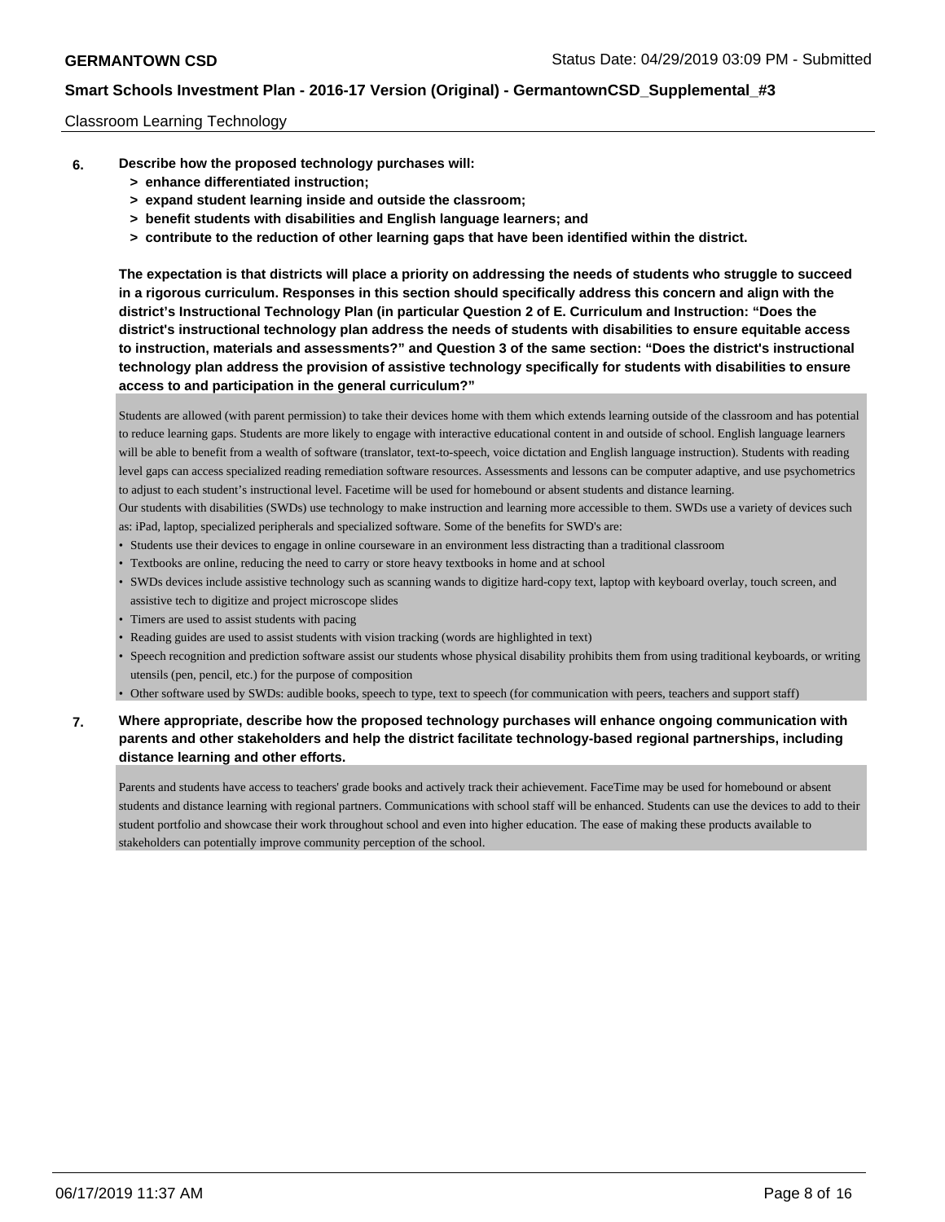Classroom Learning Technology

**6. Describe how the proposed technology purchases will:**

**> enhance differentiated instruction;**
**> expand student learning inside and outside the classroom;**
**> benefit students with disabilities and English language learners; and**
**> contribute to the reduction of other learning gaps that have been identified within the district.**

**The expectation is that districts will place a priority on addressing the needs of students who struggle to succeed in a rigorous curriculum. Responses in this section should specifically address this concern and align with the district's Instructional Technology Plan (in particular Question 2 of E. Curriculum and Instruction: "Does the district's instructional technology plan address the needs of students with disabilities to ensure equitable access to instruction, materials and assessments?" and Question 3 of the same section: "Does the district's instructional technology plan address the provision of assistive technology specifically for students with disabilities to ensure access to and participation in the general curriculum?"**

Students are allowed (with parent permission) to take their devices home with them which extends learning outside of the classroom and has potential to reduce learning gaps. Students are more likely to engage with interactive educational content in and outside of school. English language learners will be able to benefit from a wealth of software (translator, text-to-speech, voice dictation and English language instruction). Students with reading level gaps can access specialized reading remediation software resources. Assessments and lessons can be computer adaptive, and use psychometrics to adjust to each student's instructional level. Facetime will be used for homebound or absent students and distance learning.
Our students with disabilities (SWDs) use technology to make instruction and learning more accessible to them. SWDs use a variety of devices such as: iPad, laptop, specialized peripherals and specialized software. Some of the benefits for SWD's are:

- Students use their devices to engage in online courseware in an environment less distracting than a traditional classroom
- Textbooks are online, reducing the need to carry or store heavy textbooks in home and at school
- SWDs devices include assistive technology such as scanning wands to digitize hard-copy text, laptop with keyboard overlay, touch screen, and assistive tech to digitize and project microscope slides
- Timers are used to assist students with pacing
- Reading guides are used to assist students with vision tracking (words are highlighted in text)
- Speech recognition and prediction software assist our students whose physical disability prohibits them from using traditional keyboards, or writing utensils (pen, pencil, etc.) for the purpose of composition
- Other software used by SWDs: audible books, speech to type, text to speech (for communication with peers, teachers and support staff)

**7. Where appropriate, describe how the proposed technology purchases will enhance ongoing communication with parents and other stakeholders and help the district facilitate technology-based regional partnerships, including distance learning and other efforts.**

Parents and students have access to teachers' grade books and actively track their achievement. FaceTime may be used for homebound or absent students and distance learning with regional partners. Communications with school staff will be enhanced. Students can use the devices to add to their student portfolio and showcase their work throughout school and even into higher education. The ease of making these products available to stakeholders can potentially improve community perception of the school.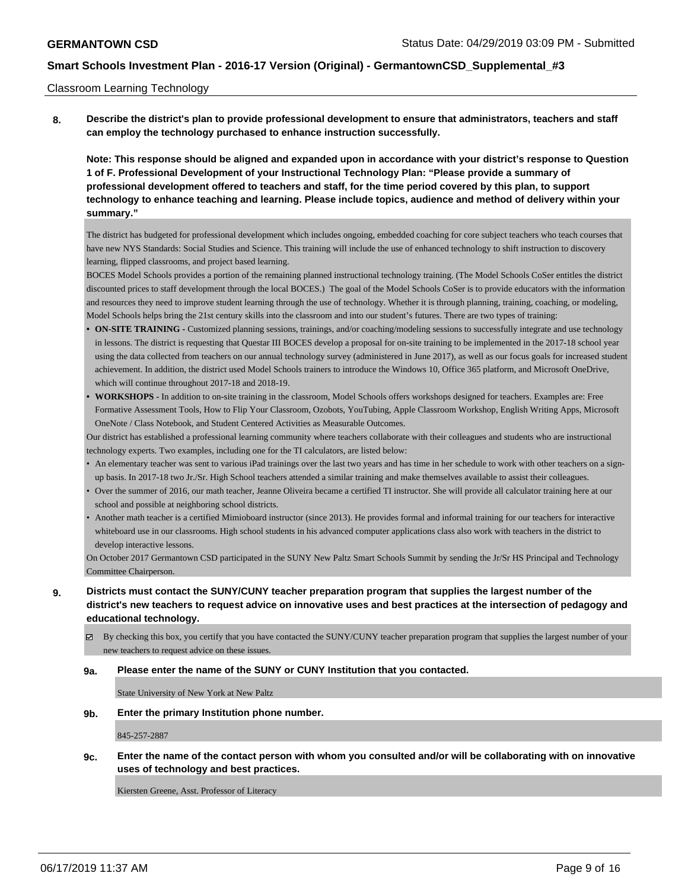Classroom Learning Technology

**8. Describe the district's plan to provide professional development to ensure that administrators, teachers and staff can employ the technology purchased to enhance instruction successfully.**

**Note: This response should be aligned and expanded upon in accordance with your district's response to Question 1 of F. Professional Development of your Instructional Technology Plan: "Please provide a summary of professional development offered to teachers and staff, for the time period covered by this plan, to support technology to enhance teaching and learning. Please include topics, audience and method of delivery within your summary."**

The district has budgeted for professional development which includes ongoing, embedded coaching for core subject teachers who teach courses that have new NYS Standards: Social Studies and Science. This training will include the use of enhanced technology to shift instruction to discovery learning, flipped classrooms, and project based learning.

BOCES Model Schools provides a portion of the remaining planned instructional technology training. (The Model Schools CoSer entitles the district discounted prices to staff development through the local BOCES.) The goal of the Model Schools CoSer is to provide educators with the information and resources they need to improve student learning through the use of technology. Whether it is through planning, training, coaching, or modeling, Model Schools helps bring the 21st century skills into the classroom and into our student's futures. There are two types of training:

- **ON-SITE TRAINING** - Customized planning sessions, trainings, and/or coaching/modeling sessions to successfully integrate and use technology in lessons. The district is requesting that Questar III BOCES develop a proposal for on-site training to be implemented in the 2017-18 school year using the data collected from teachers on our annual technology survey (administered in June 2017), as well as our focus goals for increased student achievement. In addition, the district used Model Schools trainers to introduce the Windows 10, Office 365 platform, and Microsoft OneDrive, which will continue throughout 2017-18 and 2018-19.
- **WORKSHOPS** - In addition to on-site training in the classroom, Model Schools offers workshops designed for teachers. Examples are: Free Formative Assessment Tools, How to Flip Your Classroom, Ozobots, YouTubing, Apple Classroom Workshop, English Writing Apps, Microsoft OneNote / Class Notebook, and Student Centered Activities as Measurable Outcomes.

Our district has established a professional learning community where teachers collaborate with their colleagues and students who are instructional technology experts. Two examples, including one for the TI calculators, are listed below:

- An elementary teacher was sent to various iPad trainings over the last two years and has time in her schedule to work with other teachers on a sign-up basis. In 2017-18 two Jr./Sr. High School teachers attended a similar training and make themselves available to assist their colleagues.
- Over the summer of 2016, our math teacher, Jeanne Oliveira became a certified TI instructor. She will provide all calculator training here at our school and possible at neighboring school districts.
- Another math teacher is a certified Mimioboard instructor (since 2013). He provides formal and informal training for our teachers for interactive whiteboard use in our classrooms. High school students in his advanced computer applications class also work with teachers in the district to develop interactive lessons.

On October 2017 Germantown CSD participated in the SUNY New Paltz Smart Schools Summit by sending the Jr/Sr HS Principal and Technology Committee Chairperson.

**9. Districts must contact the SUNY/CUNY teacher preparation program that supplies the largest number of the district's new teachers to request advice on innovative uses and best practices at the intersection of pedagogy and educational technology.**

☑ By checking this box, you certify that you have contacted the SUNY/CUNY teacher preparation program that supplies the largest number of your new teachers to request advice on these issues.

**9a. Please enter the name of the SUNY or CUNY Institution that you contacted.**

State University of New York at New Paltz

**9b. Enter the primary Institution phone number.**

845-257-2887

**9c. Enter the name of the contact person with whom you consulted and/or will be collaborating with on innovative uses of technology and best practices.**

Kiersten Greene, Asst. Professor of Literacy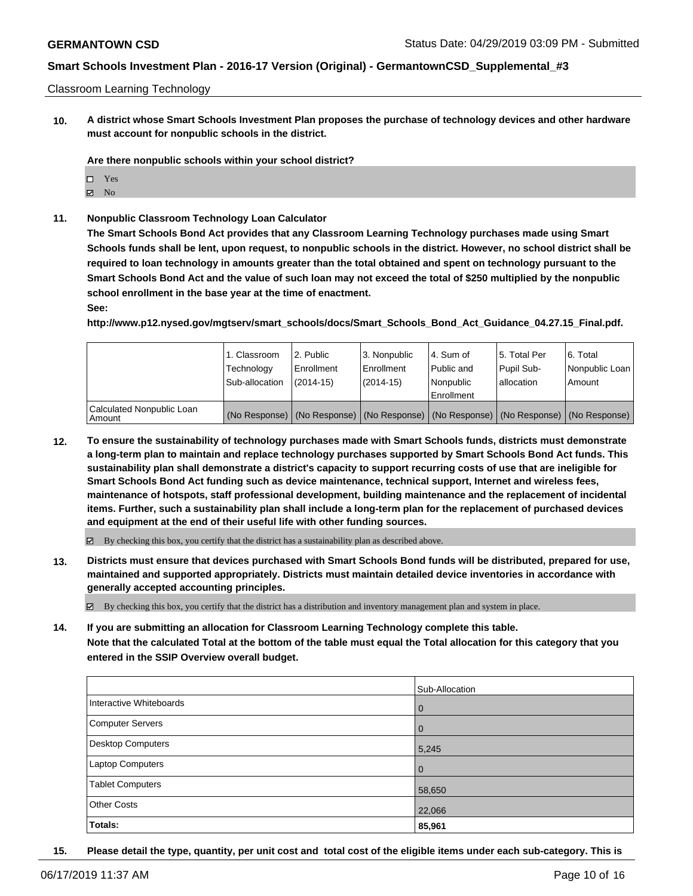Classroom Learning Technology

**10. A district whose Smart Schools Investment Plan proposes the purchase of technology devices and other hardware must account for nonpublic schools in the district.**

**Are there nonpublic schools within your school district?**

- ☐ Yes
- ☑ No

**11. Nonpublic Classroom Technology Loan Calculator**

**The Smart Schools Bond Act provides that any Classroom Learning Technology purchases made using Smart Schools funds shall be lent, upon request, to nonpublic schools in the district. However, no school district shall be required to loan technology in amounts greater than the total obtained and spent on technology pursuant to the Smart Schools Bond Act and the value of such loan may not exceed the total of $250 multiplied by the nonpublic school enrollment in the base year at the time of enactment.**

**See:**

**http://www.p12.nysed.gov/mgtserv/smart_schools/docs/Smart_Schools_Bond_Act_Guidance_04.27.15_Final.pdf.**

| | 1. Classroom Technology Sub-allocation | 2. Public Enrollment (2014-15) | 3. Nonpublic Enrollment (2014-15) | 4. Sum of Public and Nonpublic Enrollment | 5. Total Per Pupil Sub-allocation | 6. Total Nonpublic Loan Amount |
|---|---|---|---|---|---|---|
| Calculated Nonpublic Loan Amount | (No Response) | (No Response) | (No Response) | (No Response) | (No Response) | (No Response) |

**12. To ensure the sustainability of technology purchases made with Smart Schools funds, districts must demonstrate a long-term plan to maintain and replace technology purchases supported by Smart Schools Bond Act funds. This sustainability plan shall demonstrate a district's capacity to support recurring costs of use that are ineligible for Smart Schools Bond Act funding such as device maintenance, technical support, Internet and wireless fees, maintenance of hotspots, staff professional development, building maintenance and the replacement of incidental items. Further, such a sustainability plan shall include a long-term plan for the replacement of purchased devices and equipment at the end of their useful life with other funding sources.**

☑ By checking this box, you certify that the district has a sustainability plan as described above.

**13. Districts must ensure that devices purchased with Smart Schools Bond funds will be distributed, prepared for use, maintained and supported appropriately. Districts must maintain detailed device inventories in accordance with generally accepted accounting principles.**

☑ By checking this box, you certify that the district has a distribution and inventory management plan and system in place.

**14. If you are submitting an allocation for Classroom Learning Technology complete this table.**
**Note that the calculated Total at the bottom of the table must equal the Total allocation for this category that you entered in the SSIP Overview overall budget.**

| | Sub-Allocation |
|---|---|
| Interactive Whiteboards | 0 |
| Computer Servers | 0 |
| Desktop Computers | 5,245 |
| Laptop Computers | 0 |
| Tablet Computers | 58,650 |
| Other Costs | 22,066 |
| **Totals:** | **85,961** |

**15. Please detail the type, quantity, per unit cost and total cost of the eligible items under each sub-category. This is**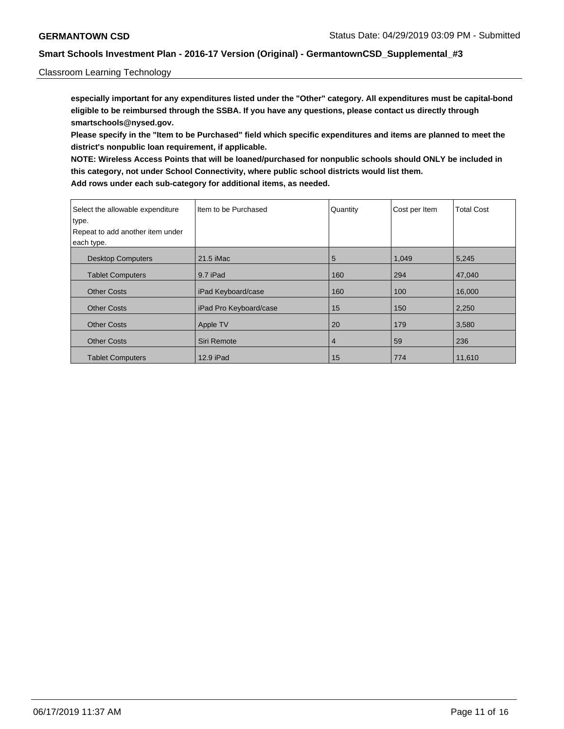**especially important for any expenditures listed under the "Other" category. All expenditures must be capital-bond eligible to be reimbursed through the SSBA. If you have any questions, please contact us directly through smartschools@nysed.gov.**

**Please specify in the "Item to be Purchased" field which specific expenditures and items are planned to meet the district's nonpublic loan requirement, if applicable.**

**NOTE: Wireless Access Points that will be loaned/purchased for nonpublic schools should ONLY be included in this category, not under School Connectivity, where public school districts would list them.**

**Add rows under each sub-category for additional items, as needed.**

| Select the allowable expenditure type. Repeat to add another item under each type. | Item to be Purchased | Quantity | Cost per Item | Total Cost |
|---|---|---|---|---|
| Desktop Computers | 21.5 iMac | 5 | 1,049 | 5,245 |
| Tablet Computers | 9.7 iPad | 160 | 294 | 47,040 |
| Other Costs | iPad Keyboard/case | 160 | 100 | 16,000 |
| Other Costs | iPad Pro Keyboard/case | 15 | 150 | 2,250 |
| Other Costs | Apple TV | 20 | 179 | 3,580 |
| Other Costs | Siri Remote | 4 | 59 | 236 |
| Tablet Computers | 12.9 iPad | 15 | 774 | 11,610 |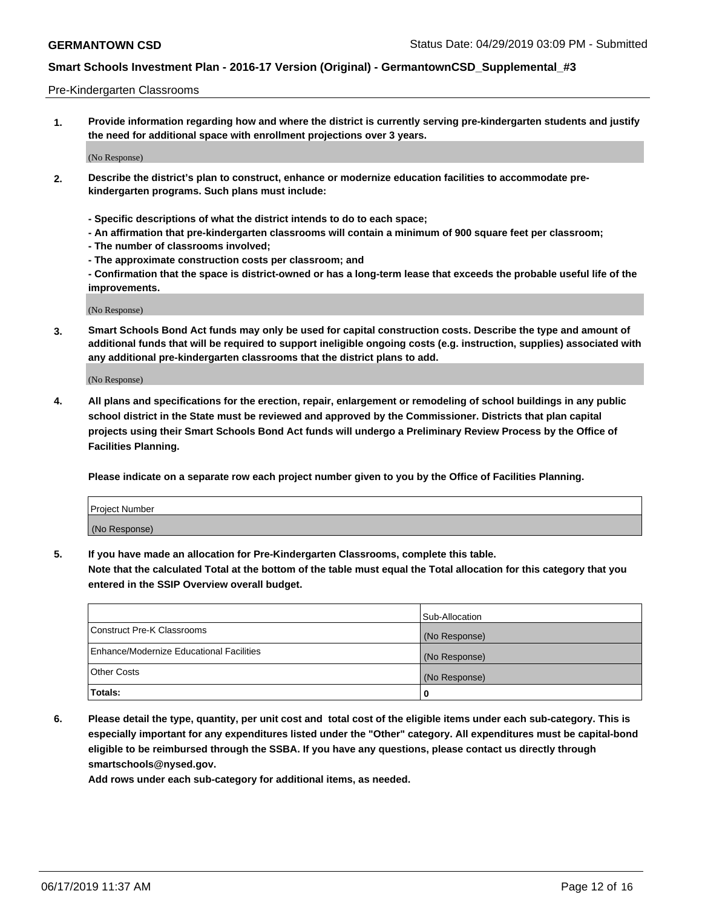Pre-Kindergarten Classrooms

**1. Provide information regarding how and where the district is currently serving pre-kindergarten students and justify the need for additional space with enrollment projections over 3 years.**

(No Response)

**2. Describe the district's plan to construct, enhance or modernize education facilities to accommodate pre-kindergarten programs. Such plans must include:**

**- Specific descriptions of what the district intends to do to each space;**
**- An affirmation that pre-kindergarten classrooms will contain a minimum of 900 square feet per classroom;**
**- The number of classrooms involved;**
**- The approximate construction costs per classroom; and**
**- Confirmation that the space is district-owned or has a long-term lease that exceeds the probable useful life of the improvements.**

(No Response)

**3. Smart Schools Bond Act funds may only be used for capital construction costs. Describe the type and amount of additional funds that will be required to support ineligible ongoing costs (e.g. instruction, supplies) associated with any additional pre-kindergarten classrooms that the district plans to add.**

(No Response)

**4. All plans and specifications for the erection, repair, enlargement or remodeling of school buildings in any public school district in the State must be reviewed and approved by the Commissioner. Districts that plan capital projects using their Smart Schools Bond Act funds will undergo a Preliminary Review Process by the Office of Facilities Planning.**

**Please indicate on a separate row each project number given to you by the Office of Facilities Planning.**

| Project Number |
|---|
| (No Response) |

**5. If you have made an allocation for Pre-Kindergarten Classrooms, complete this table.**
**Note that the calculated Total at the bottom of the table must equal the Total allocation for this category that you entered in the SSIP Overview overall budget.**

| | Sub-Allocation |
|---|---|
| Construct Pre-K Classrooms | (No Response) |
| Enhance/Modernize Educational Facilities | (No Response) |
| Other Costs | (No Response) |
| **Totals:** | **0** |

**6. Please detail the type, quantity, per unit cost and total cost of the eligible items under each sub-category. This is especially important for any expenditures listed under the "Other" category. All expenditures must be capital-bond eligible to be reimbursed through the SSBA. If you have any questions, please contact us directly through smartschools@nysed.gov.**
**Add rows under each sub-category for additional items, as needed.**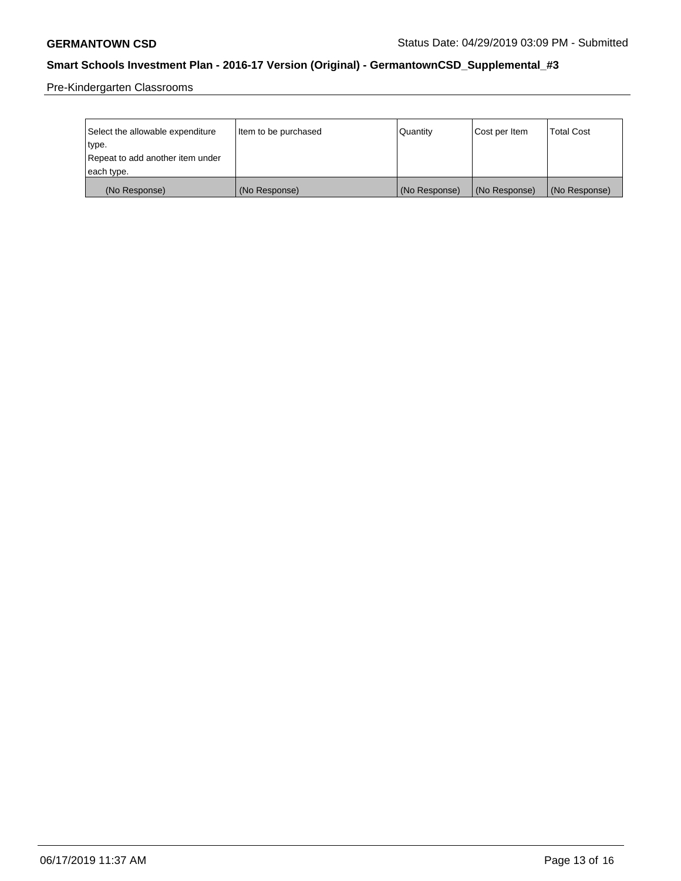Pre-Kindergarten Classrooms

| Select the allowable expenditure type.<br>Repeat to add another item under each type. | Item to be purchased | Quantity | Cost per Item | Total Cost |
|---|---|---|---|---|
| (No Response) | (No Response) | (No Response) | (No Response) | (No Response) |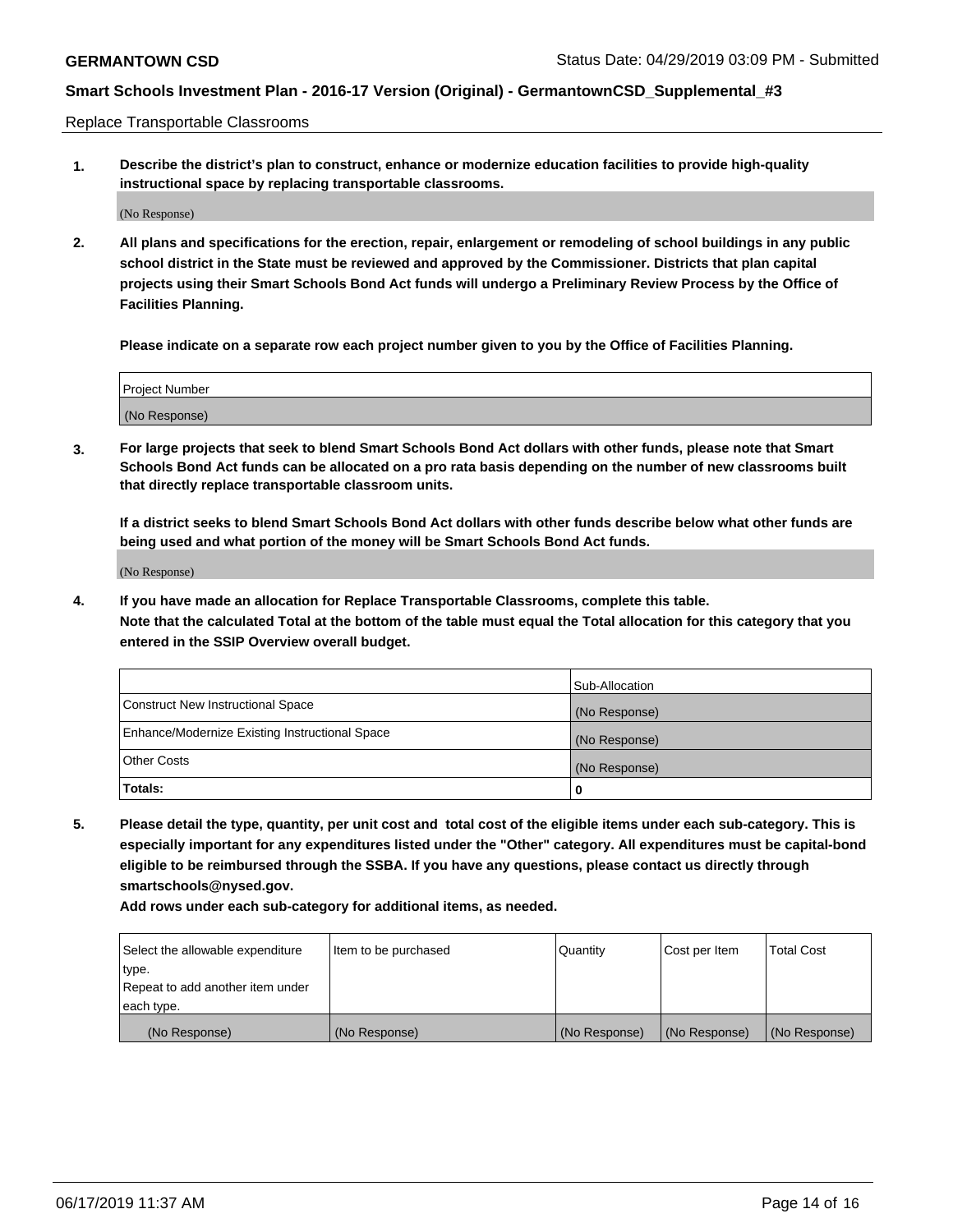Replace Transportable Classrooms

**1. Describe the district's plan to construct, enhance or modernize education facilities to provide high-quality instructional space by replacing transportable classrooms.**

(No Response)

**2. All plans and specifications for the erection, repair, enlargement or remodeling of school buildings in any public school district in the State must be reviewed and approved by the Commissioner. Districts that plan capital projects using their Smart Schools Bond Act funds will undergo a Preliminary Review Process by the Office of Facilities Planning.**

**Please indicate on a separate row each project number given to you by the Office of Facilities Planning.**

| Project Number |
| --- |
| (No Response) |

**3. For large projects that seek to blend Smart Schools Bond Act dollars with other funds, please note that Smart Schools Bond Act funds can be allocated on a pro rata basis depending on the number of new classrooms built that directly replace transportable classroom units.**

**If a district seeks to blend Smart Schools Bond Act dollars with other funds describe below what other funds are being used and what portion of the money will be Smart Schools Bond Act funds.**

(No Response)

**4. If you have made an allocation for Replace Transportable Classrooms, complete this table. Note that the calculated Total at the bottom of the table must equal the Total allocation for this category that you entered in the SSIP Overview overall budget.**

| | Sub-Allocation |
| --- | --- |
| Construct New Instructional Space | (No Response) |
| Enhance/Modernize Existing Instructional Space | (No Response) |
| Other Costs | (No Response) |
| **Totals:** | **0** |

**5. Please detail the type, quantity, per unit cost and total cost of the eligible items under each sub-category. This is especially important for any expenditures listed under the "Other" category. All expenditures must be capital-bond eligible to be reimbursed through the SSBA. If you have any questions, please contact us directly through smartschools@nysed.gov.**

**Add rows under each sub-category for additional items, as needed.**

| Select the allowable expenditure type. Repeat to add another item under each type. | Item to be purchased | Quantity | Cost per Item | Total Cost |
| --- | --- | --- | --- | --- |
| (No Response) | (No Response) | (No Response) | (No Response) | (No Response) |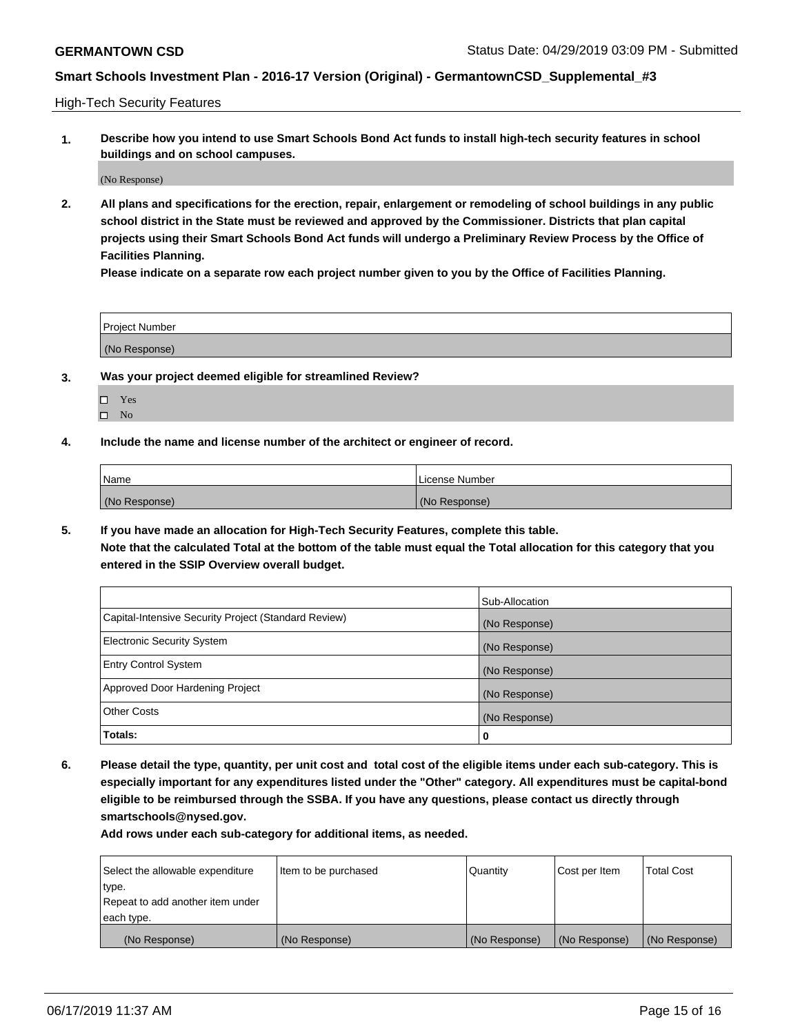High-Tech Security Features

**1. Describe how you intend to use Smart Schools Bond Act funds to install high-tech security features in school buildings and on school campuses.**

(No Response)

**2. All plans and specifications for the erection, repair, enlargement or remodeling of school buildings in any public school district in the State must be reviewed and approved by the Commissioner. Districts that plan capital projects using their Smart Schools Bond Act funds will undergo a Preliminary Review Process by the Office of Facilities Planning.**

**Please indicate on a separate row each project number given to you by the Office of Facilities Planning.**

| Project Number |
| --- |
| (No Response) |

**3. Was your project deemed eligible for streamlined Review?**

- ☐ Yes
- ☐ No

**4. Include the name and license number of the architect or engineer of record.**

| Name | License Number |
| --- | --- |
| (No Response) | (No Response) |

**5. If you have made an allocation for High-Tech Security Features, complete this table.**
**Note that the calculated Total at the bottom of the table must equal the Total allocation for this category that you entered in the SSIP Overview overall budget.**

| | Sub-Allocation |
| --- | --- |
| Capital-Intensive Security Project (Standard Review) | (No Response) |
| Electronic Security System | (No Response) |
| Entry Control System | (No Response) |
| Approved Door Hardening Project | (No Response) |
| Other Costs | (No Response) |
| **Totals:** | **0** |

**6. Please detail the type, quantity, per unit cost and total cost of the eligible items under each sub-category. This is especially important for any expenditures listed under the "Other" category. All expenditures must be capital-bond eligible to be reimbursed through the SSBA. If you have any questions, please contact us directly through smartschools@nysed.gov.**

**Add rows under each sub-category for additional items, as needed.**

| Select the allowable expenditure type. Repeat to add another item under each type. | Item to be purchased | Quantity | Cost per Item | Total Cost |
| --- | --- | --- | --- | --- |
| (No Response) | (No Response) | (No Response) | (No Response) | (No Response) |